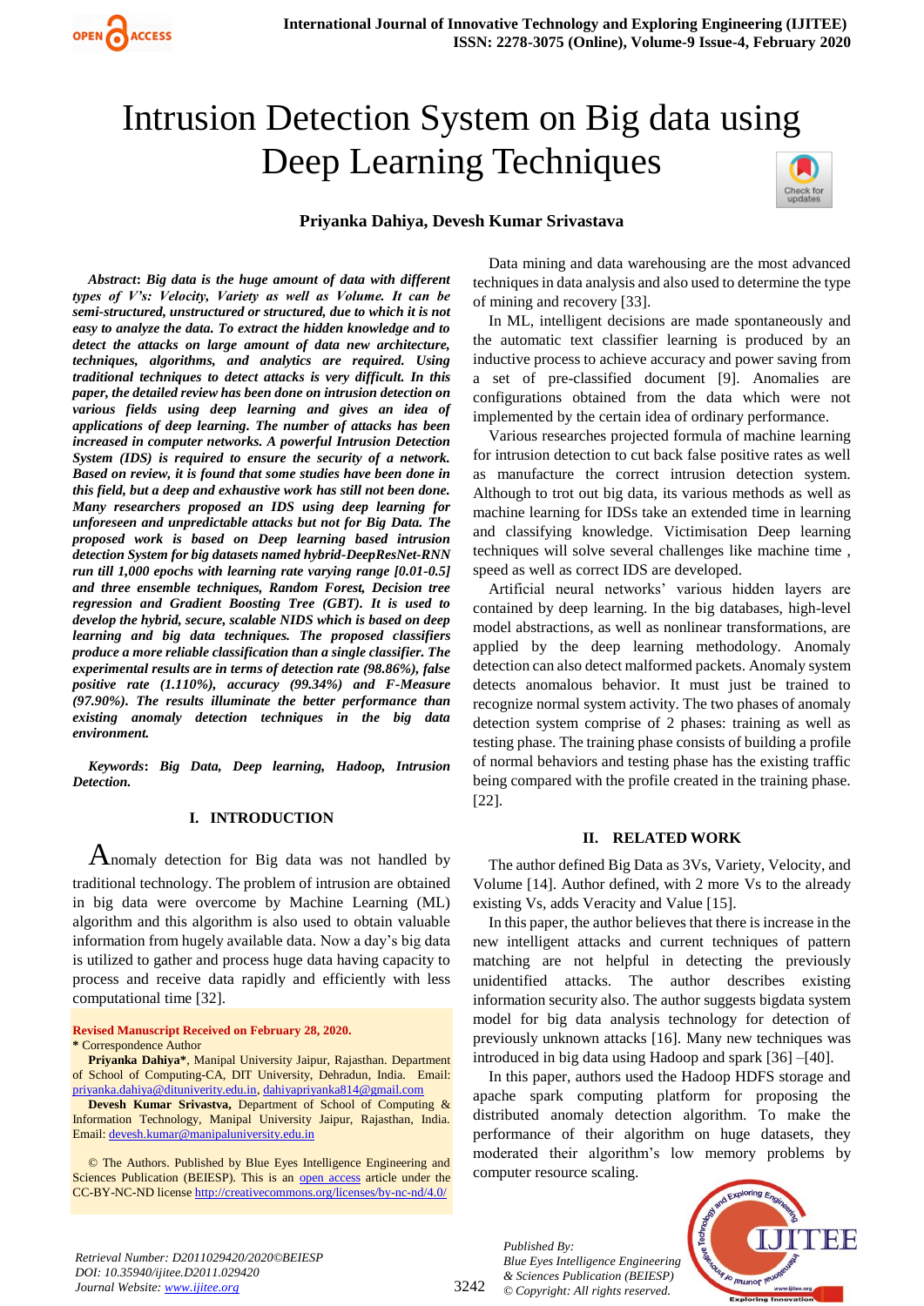# Intrusion Detection System on Big data using Deep Learning Techniques

**Priyanka Dahiya, Devesh Kumar Srivastava**

***Abstract*****: *Big data is the huge amount of data with different types of V's: Velocity, Variety as well as Volume. It can be semi-structured, unstructured or structured, due to which it is not easy to analyze the data. To extract the hidden knowledge and to detect the attacks on large amount of data new architecture, techniques, algorithms, and analytics are required. Using traditional techniques to detect attacks is very difficult. In this paper, the detailed review has been done on intrusion detection on various fields using deep learning and gives an idea of applications of deep learning. The number of attacks has been increased in computer networks. A powerful Intrusion Detection System (IDS) is required to ensure the security of a network. Based on review, it is found that some studies have been done in this field, but a deep and exhaustive work has still not been done. Many researchers proposed an IDS using deep learning for unforeseen and unpredictable attacks but not for Big Data. The proposed work is based on Deep learning based intrusion detection System for big datasets named hybrid-DeepResNet-RNN run till 1,000 epochs with learning rate varying range [0.01-0.5] and three ensemble techniques, Random Forest, Decision tree regression and Gradient Boosting Tree (GBT). It is used to develop the hybrid, secure, scalable NIDS which is based on deep learning and big data techniques. The proposed classifiers produce a more reliable classification than a single classifier. The experimental results are in terms of detection rate (98.86%), false positive rate (1.110%), accuracy (99.34%) and F-Measure (97.90%). The results illuminate the better performance than existing anomaly detection techniques in the big data environment.***

***Keywords*****: *Big Data, Deep learning, Hadoop, Intrusion Detection.***

## I. INTRODUCTION

Anomaly detection for Big data was not handled by traditional technology. The problem of intrusion are obtained in big data were overcome by Machine Learning (ML) algorithm and this algorithm is also used to obtain valuable information from hugely available data. Now a day's big data is utilized to gather and process huge data having capacity to process and receive data rapidly and efficiently with less computational time [32].

**Revised Manuscript Received on February 28, 2020.**
**\*** Correspondence Author
**Priyanka Dahiya\***, Manipal University Jaipur, Rajasthan. Department of School of Computing-CA, DIT University, Dehradun, India. Email: priyanka.dahiya@dituniverity.edu.in, dahiyapriyanka814@gmail.com
**Devesh Kumar Srivastva,** Department of School of Computing & Information Technology, Manipal University Jaipur, Rajasthan, India. Email: devesh.kumar@manipaluniversity.edu.in

© The Authors. Published by Blue Eyes Intelligence Engineering and Sciences Publication (BEIESP). This is an open access article under the CC-BY-NC-ND license http://creativecommons.org/licenses/by-nc-nd/4.0/

Data mining and data warehousing are the most advanced techniques in data analysis and also used to determine the type of mining and recovery [33].

In ML, intelligent decisions are made spontaneously and the automatic text classifier learning is produced by an inductive process to achieve accuracy and power saving from a set of pre-classified document [9]. Anomalies are configurations obtained from the data which were not implemented by the certain idea of ordinary performance.

Various researches projected formula of machine learning for intrusion detection to cut back false positive rates as well as manufacture the correct intrusion detection system. Although to trot out big data, its various methods as well as machine learning for IDSs take an extended time in learning and classifying knowledge. Victimisation Deep learning techniques will solve several challenges like machine time , speed as well as correct IDS are developed.

Artificial neural networks' various hidden layers are contained by deep learning. In the big databases, high-level model abstractions, as well as nonlinear transformations, are applied by the deep learning methodology. Anomaly detection can also detect malformed packets. Anomaly system detects anomalous behavior. It must just be trained to recognize normal system activity. The two phases of anomaly detection system comprise of 2 phases: training as well as testing phase. The training phase consists of building a profile of normal behaviors and testing phase has the existing traffic being compared with the profile created in the training phase. [22].

## II. RELATED WORK

The author defined Big Data as 3Vs, Variety, Velocity, and Volume [14]. Author defined, with 2 more Vs to the already existing Vs, adds Veracity and Value [15].

In this paper, the author believes that there is increase in the new intelligent attacks and current techniques of pattern matching are not helpful in detecting the previously unidentified attacks. The author describes existing information security also. The author suggests bigdata system model for big data analysis technology for detection of previously unknown attacks [16]. Many new techniques was introduced in big data using Hadoop and spark [36] –[40].

In this paper, authors used the Hadoop HDFS storage and apache spark computing platform for proposing the distributed anomaly detection algorithm. To make the performance of their algorithm on huge datasets, they moderated their algorithm's low memory problems by computer resource scaling.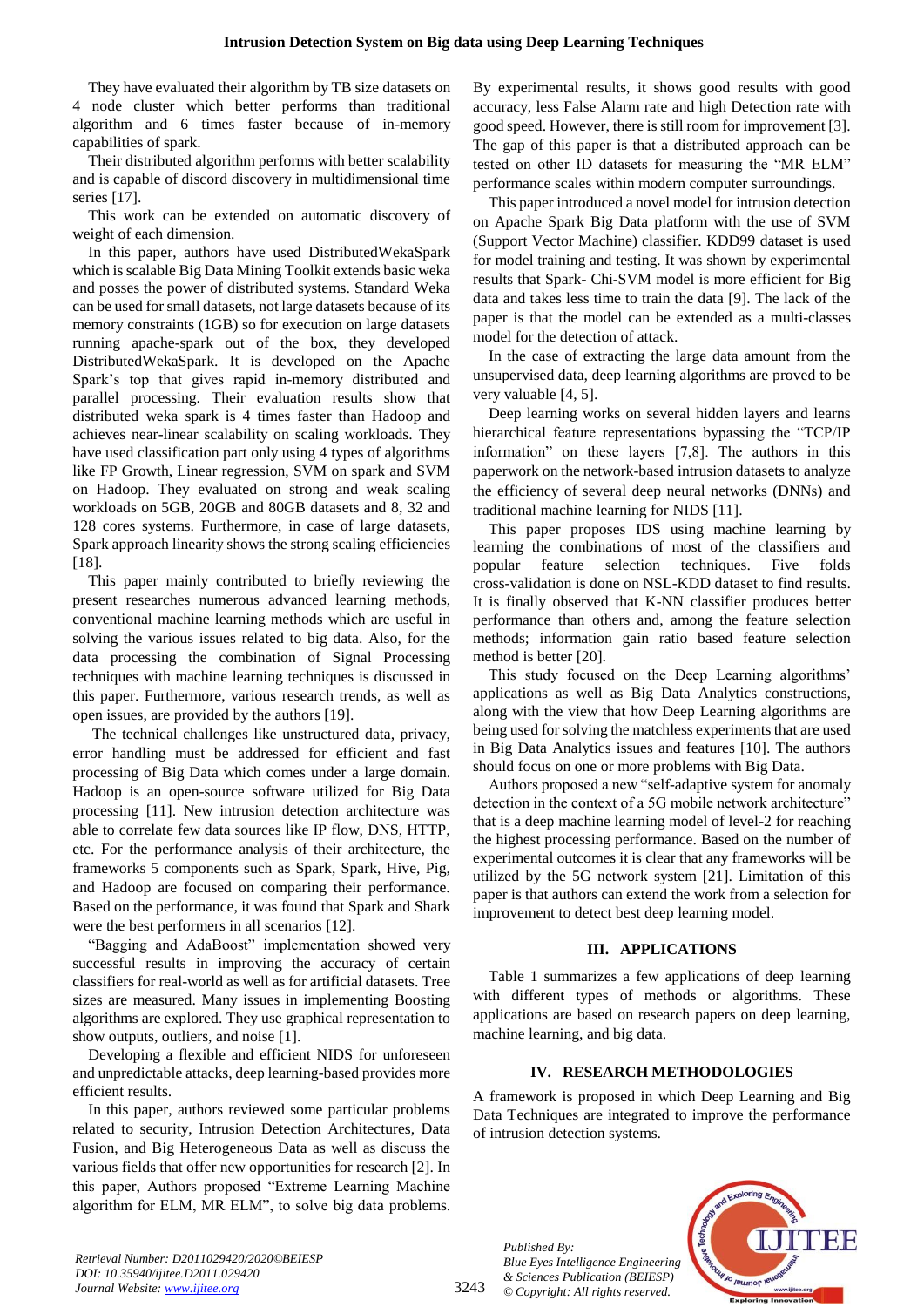They have evaluated their algorithm by TB size datasets on 4 node cluster which better performs than traditional algorithm and 6 times faster because of in-memory capabilities of spark.

Their distributed algorithm performs with better scalability and is capable of discord discovery in multidimensional time series [17].

This work can be extended on automatic discovery of weight of each dimension.

In this paper, authors have used DistributedWekaSpark which is scalable Big Data Mining Toolkit extends basic weka and posses the power of distributed systems. Standard Weka can be used for small datasets, not large datasets because of its memory constraints (1GB) so for execution on large datasets running apache-spark out of the box, they developed DistributedWekaSpark. It is developed on the Apache Spark's top that gives rapid in-memory distributed and parallel processing. Their evaluation results show that distributed weka spark is 4 times faster than Hadoop and achieves near-linear scalability on scaling workloads. They have used classification part only using 4 types of algorithms like FP Growth, Linear regression, SVM on spark and SVM on Hadoop. They evaluated on strong and weak scaling workloads on 5GB, 20GB and 80GB datasets and 8, 32 and 128 cores systems. Furthermore, in case of large datasets, Spark approach linearity shows the strong scaling efficiencies [18].

This paper mainly contributed to briefly reviewing the present researches numerous advanced learning methods, conventional machine learning methods which are useful in solving the various issues related to big data. Also, for the data processing the combination of Signal Processing techniques with machine learning techniques is discussed in this paper. Furthermore, various research trends, as well as open issues, are provided by the authors [19].

The technical challenges like unstructured data, privacy, error handling must be addressed for efficient and fast processing of Big Data which comes under a large domain. Hadoop is an open-source software utilized for Big Data processing [11]. New intrusion detection architecture was able to correlate few data sources like IP flow, DNS, HTTP, etc. For the performance analysis of their architecture, the frameworks 5 components such as Spark, Spark, Hive, Pig, and Hadoop are focused on comparing their performance. Based on the performance, it was found that Spark and Shark were the best performers in all scenarios [12].

"Bagging and AdaBoost" implementation showed very successful results in improving the accuracy of certain classifiers for real-world as well as for artificial datasets. Tree sizes are measured. Many issues in implementing Boosting algorithms are explored. They use graphical representation to show outputs, outliers, and noise [1].

Developing a flexible and efficient NIDS for unforeseen and unpredictable attacks, deep learning-based provides more efficient results.

In this paper, authors reviewed some particular problems related to security, Intrusion Detection Architectures, Data Fusion, and Big Heterogeneous Data as well as discuss the various fields that offer new opportunities for research [2]. In this paper, Authors proposed "Extreme Learning Machine algorithm for ELM, MR ELM", to solve big data problems. By experimental results, it shows good results with good accuracy, less False Alarm rate and high Detection rate with good speed. However, there is still room for improvement [3]. The gap of this paper is that a distributed approach can be tested on other ID datasets for measuring the "MR ELM" performance scales within modern computer surroundings.

This paper introduced a novel model for intrusion detection on Apache Spark Big Data platform with the use of SVM (Support Vector Machine) classifier. KDD99 dataset is used for model training and testing. It was shown by experimental results that Spark- Chi-SVM model is more efficient for Big data and takes less time to train the data [9]. The lack of the paper is that the model can be extended as a multi-classes model for the detection of attack.

In the case of extracting the large data amount from the unsupervised data, deep learning algorithms are proved to be very valuable [4, 5].

Deep learning works on several hidden layers and learns hierarchical feature representations bypassing the "TCP/IP information" on these layers [7,8]. The authors in this paperwork on the network-based intrusion datasets to analyze the efficiency of several deep neural networks (DNNs) and traditional machine learning for NIDS [11].

This paper proposes IDS using machine learning by learning the combinations of most of the classifiers and popular feature selection techniques. Five folds cross-validation is done on NSL-KDD dataset to find results. It is finally observed that K-NN classifier produces better performance than others and, among the feature selection methods; information gain ratio based feature selection method is better [20].

This study focused on the Deep Learning algorithms' applications as well as Big Data Analytics constructions, along with the view that how Deep Learning algorithms are being used for solving the matchless experiments that are used in Big Data Analytics issues and features [10]. The authors should focus on one or more problems with Big Data.

Authors proposed a new "self-adaptive system for anomaly detection in the context of a 5G mobile network architecture" that is a deep machine learning model of level-2 for reaching the highest processing performance. Based on the number of experimental outcomes it is clear that any frameworks will be utilized by the 5G network system [21]. Limitation of this paper is that authors can extend the work from a selection for improvement to detect best deep learning model.

## III. APPLICATIONS

Table 1 summarizes a few applications of deep learning with different types of methods or algorithms. These applications are based on research papers on deep learning, machine learning, and big data.

## IV. RESEARCH METHODOLOGIES

A framework is proposed in which Deep Learning and Big Data Techniques are integrated to improve the performance of intrusion detection systems.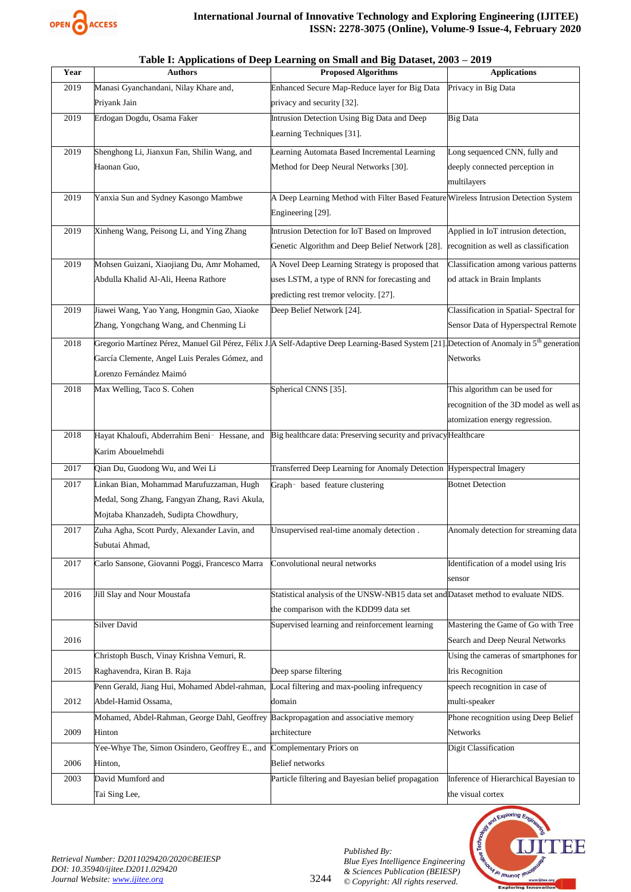**Table I: Applications of Deep Learning on Small and Big Dataset, 2003 – 2019**

| Year | Authors | Proposed Algorithms | Applications |
|---|---|---|---|
| 2019 | Manasi Gyanchandani, Nilay Khare and, Priyank Jain | Enhanced Secure Map-Reduce layer for Big Data privacy and security [32]. | Privacy in Big Data |
| 2019 | Erdogan Dogdu, Osama Faker | Intrusion Detection Using Big Data and Deep Learning Techniques [31]. | Big Data |
| 2019 | Shenghong Li, Jianxun Fan, Shilin Wang, and Haonan Guo, | Learning Automata Based Incremental Learning Method for Deep Neural Networks [30]. | Long sequenced CNN, fully and deeply connected perception in multilayers |
| 2019 | Yanxia Sun and Sydney Kasongo Mambwe | A Deep Learning Method with Filter Based Feature Engineering [29]. | Wireless Intrusion Detection System |
| 2019 | Xinheng Wang, Peisong Li, and Ying Zhang | Intrusion Detection for IoT Based on Improved Genetic Algorithm and Deep Belief Network [28]. | Applied in IoT intrusion detection, recognition as well as classification |
| 2019 | Mohsen Guizani, Xiaojiang Du, Amr Mohamed, Abdulla Khalid Al-Ali, Heena Rathore | A Novel Deep Learning Strategy is proposed that uses LSTM, a type of RNN for forecasting and predicting rest tremor velocity. [27]. | Classification among various patterns od attack in Brain Implants |
| 2019 | Jiawei Wang, Yao Yang, Hongmin Gao, Xiaoke Zhang, Yongchang Wang, and Chenming Li | Deep Belief Network [24]. | Classification in Spatial- Spectral for Sensor Data of Hyperspectral Remote |
| 2018 | Gregorio Martínez Pérez, Manuel Gil Pérez, Félix J. García Clemente, Angel Luis Perales Gómez, and Lorenzo Fernández Maimó | A Self-Adaptive Deep Learning-Based System [21]. | Detection of Anomaly in 5th generation Networks |
| 2018 | Max Welling, Taco S. Cohen | Spherical CNNS [35]. | This algorithm can be used for recognition of the 3D model as well as atomization energy regression. |
| 2018 | Hayat Khaloufi, Abderrahim Beni‐ Hessane, and Karim Abouelmehdi | Big healthcare data: Preserving security and privacy | Healthcare |
| 2017 | Qian Du, Guodong Wu, and Wei Li | Transferred Deep Learning for Anomaly Detection | Hyperspectral Imagery |
| 2017 | Linkan Bian, Mohammad Marufuzzaman, Hugh Medal, Song Zhang, Fangyan Zhang, Ravi Akula, Mojtaba Khanzadeh, Sudipta Chowdhury, | Graph‐ based feature clustering | Botnet Detection |
| 2017 | Zuha Agha, Scott Purdy, Alexander Lavin, and Subutai Ahmad, | Unsupervised real-time anomaly detection . | Anomaly detection for streaming data |
| 2017 | Carlo Sansone, Giovanni Poggi, Francesco Marra | Convolutional neural networks | Identification of a model using Iris sensor |
| 2016 | Jill Slay and Nour Moustafa | Statistical analysis of the UNSW-NB15 data set and the comparison with the KDD99 data set | Dataset method to evaluate NIDS. |
| 2016 | Silver David | Supervised learning and reinforcement learning | Mastering the Game of Go with Tree Search and Deep Neural Networks |
| 2015 | Christoph Busch, Vinay Krishna Vemuri, R. Raghavendra, Kiran B. Raja | Deep sparse filtering | Using the cameras of smartphones for Iris Recognition |
| 2012 | Penn Gerald, Jiang Hui, Mohamed Abdel-rahman, Abdel-Hamid Ossama, | Local filtering and max-pooling infrequency domain | speech recognition in case of multi-speaker |
| 2009 | Mohamed, Abdel-Rahman, George Dahl, Geoffrey Hinton | Backpropagation and associative memory architecture | Phone recognition using Deep Belief Networks |
| 2006 | Yee-Whye The, Simon Osindero, Geoffrey E., and Hinton, | Complementary Priors on Belief networks | Digit Classification |
| 2003 | David Mumford and Tai Sing Lee, | Particle filtering and Bayesian belief propagation | Inference of Hierarchical Bayesian to the visual cortex |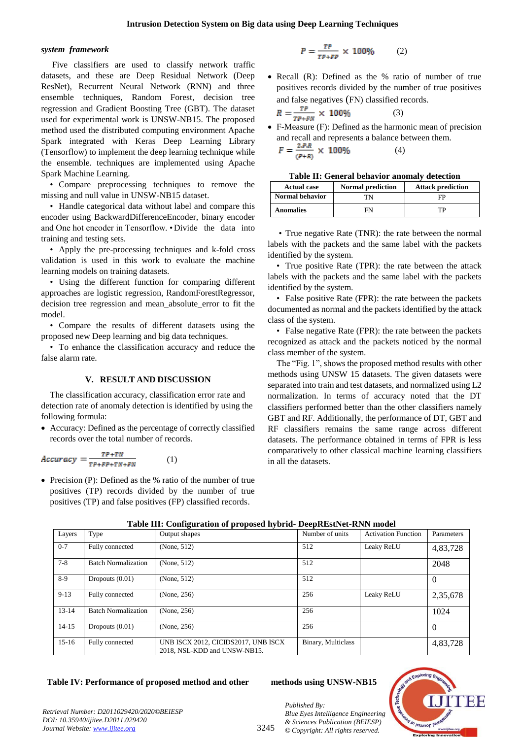*system framework*

Five classifiers are used to classify network traffic datasets, and these are Deep Residual Network (Deep ResNet), Recurrent Neural Network (RNN) and three ensemble techniques, Random Forest, decision tree regression and Gradient Boosting Tree (GBT). The dataset used for experimental work is UNSW-NB15. The proposed method used the distributed computing environment Apache Spark integrated with Keras Deep Learning Library (Tensorflow) to implement the deep learning technique while the ensemble. techniques are implemented using Apache Spark Machine Learning.

• Compare preprocessing techniques to remove the missing and null value in UNSW-NB15 dataset.

• Handle categorical data without label and compare this encoder using BackwardDifferenceEncoder, binary encoder and One hot encoder in Tensorflow. • Divide the data into training and testing sets.

• Apply the pre-processing techniques and k-fold cross validation is used in this work to evaluate the machine learning models on training datasets.

• Using the different function for comparing different approaches are logistic regression, RandomForestRegressor, decision tree regression and mean_absolute_error to fit the model.

• Compare the results of different datasets using the proposed new Deep learning and big data techniques.

• To enhance the classification accuracy and reduce the false alarm rate.

## V. RESULT AND DISCUSSION

The classification accuracy, classification error rate and detection rate of anomaly detection is identified by using the following formula:

- Accuracy: Defined as the percentage of correctly classified records over the total number of records.

$$Accuracy = \frac{TP+TN}{TP+FP+TN+FN} \quad (1)$$

- Precision (P): Defined as the % ratio of the number of true positives (TP) records divided by the number of true positives (TP) and false positives (FP) classified records.

$$P = \frac{TP}{TP+FP} \times 100\% \quad (2)$$

- Recall (R): Defined as the % ratio of number of true positives records divided by the number of true positives and false negatives (FN) classified records.

$$R = \frac{TP}{TP+FN} \times 100\% \quad (3)$$

- F-Measure (F): Defined as the harmonic mean of precision and recall and represents a balance between them.

$$F = \frac{2.P.R}{(P+R)} \times 100\% \quad (4)$$

**Table II: General behavior anomaly detection**

| Actual case | Normal prediction | Attack prediction |
|---|---|---|
| Normal behavior | TN | FP |
| Anomalies | FN | TP |

• True negative Rate (TNR): the rate between the normal labels with the packets and the same label with the packets identified by the system.

• True positive Rate (TPR): the rate between the attack labels with the packets and the same label with the packets identified by the system.

• False positive Rate (FPR): the rate between the packets documented as normal and the packets identified by the attack class of the system.

• False negative Rate (FPR): the rate between the packets recognized as attack and the packets noticed by the normal class member of the system.

The "Fig. 1", shows the proposed method results with other methods using UNSW 15 datasets. The given datasets were separated into train and test datasets, and normalized using L2 normalization. In terms of accuracy noted that the DT classifiers performed better than the other classifiers namely GBT and RF. Additionally, the performance of DT, GBT and RF classifiers remains the same range across different datasets. The performance obtained in terms of FPR is less comparatively to other classical machine learning classifiers in all the datasets.

**Table III: Configuration of proposed hybrid- DeepREstNet-RNN model**

| Layers | Type | Output shapes | Number of units | Activation Function | Parameters |
|---|---|---|---|---|---|
| 0-7 | Fully connected | (None, 512) | 512 | Leaky ReLU | 4,83,728 |
| 7-8 | Batch Normalization | (None, 512) | 512 | | 2048 |
| 8-9 | Dropouts (0.01) | (None, 512) | 512 | | 0 |
| 9-13 | Fully connected | (None, 256) | 256 | Leaky ReLU | 2,35,678 |
| 13-14 | Batch Normalization | (None, 256) | 256 | | 1024 |
| 14-15 | Dropouts (0.01) | (None, 256) | 256 | | 0 |
| 15-16 | Fully connected | UNB ISCX 2012, CICIDS2017, UNB ISCX 2018, NSL-KDD and UNSW-NB15. | Binary, Multiclass | | 4,83,728 |

**Table IV: Performance of proposed method and other methods using UNSW-NB15**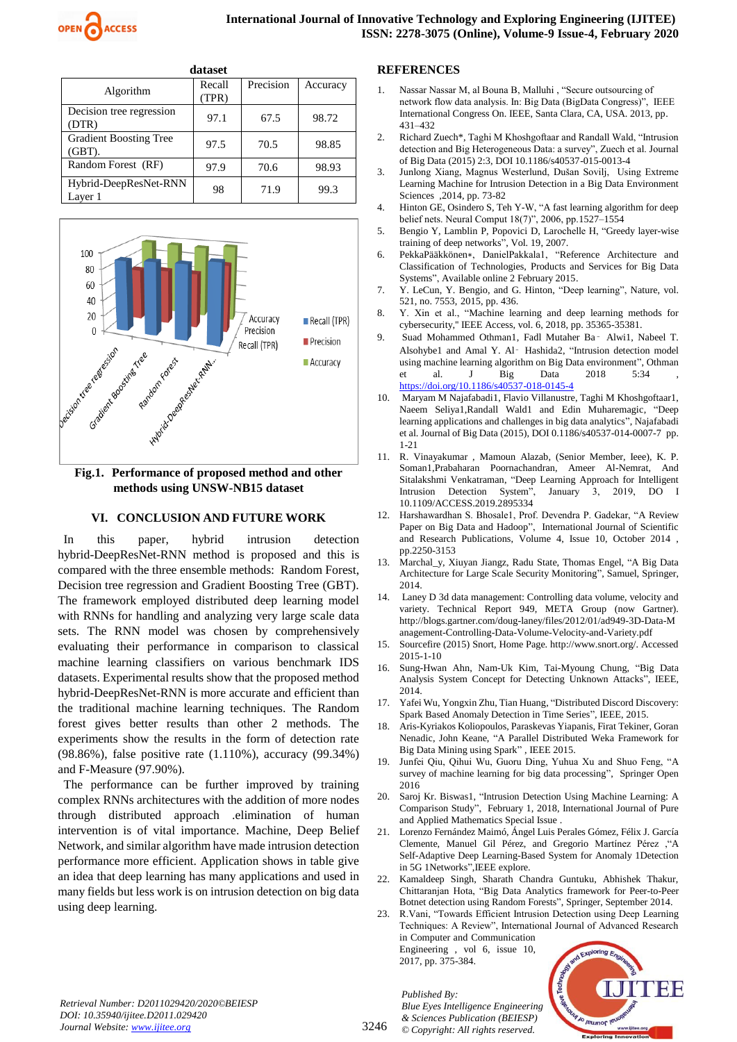dataset

| Algorithm | Recall (TPR) | Precision | Accuracy |
|---|---|---|---|
| Decision tree regression (DTR) | 97.1 | 67.5 | 98.72 |
| Gradient Boosting Tree (GBT). | 97.5 | 70.5 | 98.85 |
| Random Forest (RF) | 97.9 | 70.6 | 98.93 |
| Hybrid-DeepResNet-RNN Layer 1 | 98 | 71.9 | 99.3 |

**Fig.1. Performance of proposed method and other methods using UNSW-NB15 dataset**

## VI. CONCLUSION AND FUTURE WORK

In this paper, hybrid intrusion detection hybrid-DeepResNet-RNN method is proposed and this is compared with the three ensemble methods: Random Forest, Decision tree regression and Gradient Boosting Tree (GBT). The framework employed distributed deep learning model with RNNs for handling and analyzing very large scale data sets. The RNN model was chosen by comprehensively evaluating their performance in comparison to classical machine learning classifiers on various benchmark IDS datasets. Experimental results show that the proposed method hybrid-DeepResNet-RNN is more accurate and efficient than the traditional machine learning techniques. The Random forest gives better results than other 2 methods. The experiments show the results in the form of detection rate (98.86%), false positive rate (1.110%), accuracy (99.34%) and F-Measure (97.90%).

The performance can be further improved by training complex RNNs architectures with the addition of more nodes through distributed approach .elimination of human intervention is of vital importance. Machine, Deep Belief Network, and similar algorithm have made intrusion detection performance more efficient. Application shows in table give an idea that deep learning has many applications and used in many fields but less work is on intrusion detection on big data using deep learning.

## REFERENCES

1. Nassar Nassar M, al Bouna B, Malluhi , "Secure outsourcing of network flow data analysis. In: Big Data (BigData Congress)", IEEE International Congress On. IEEE, Santa Clara, CA, USA. 2013, pp. 431–432
2. Richard Zuech*, Taghi M Khoshgoftaar and Randall Wald, "Intrusion detection and Big Heterogeneous Data: a survey", Zuech et al. Journal of Big Data (2015) 2:3, DOI 10.1186/s40537-015-0013-4
3. Junlong Xiang, Magnus Westerlund, Dušan Sovilj, Using Extreme Learning Machine for Intrusion Detection in a Big Data Environment Sciences ,2014, pp. 73-82
4. Hinton GE, Osindero S, Teh Y-W, "A fast learning algorithm for deep belief nets. Neural Comput 18(7)", 2006, pp.1527–1554
5. Bengio Y, Lamblin P, Popovici D, Larochelle H, "Greedy layer-wise training of deep networks", Vol. 19, 2007.
6. PekkaPääkkönen*, DanielPakkala1, "Reference Architecture and Classification of Technologies, Products and Services for Big Data Systems", Available online 2 February 2015.
7. Y. LeCun, Y. Bengio, and G. Hinton, "Deep learning", Nature, vol. 521, no. 7553, 2015, pp. 436.
8. Y. Xin et al., "Machine learning and deep learning methods for cybersecurity," IEEE Access, vol. 6, 2018, pp. 35365-35381.
9. Suad Mohammed Othman1, Fadl Mutaher Ba‑ Alwi1, Nabeel T. Alsohybe1 and Amal Y. Al‑ Hashida2, "Intrusion detection model using machine learning algorithm on Big Data environment", Othman et al. J Big Data 2018 5:34 , https://doi.org/10.1186/s40537-018-0145-4
10. Maryam M Najafabadi1, Flavio Villanustre, Taghi M Khoshgoftaar1, Naeem Seliya1,Randall Wald1 and Edin Muharemagic, "Deep learning applications and challenges in big data analytics", Najafabadi et al. Journal of Big Data (2015), DOI 0.1186/s40537-014-0007-7 pp. 1-21
11. R. Vinayakumar , Mamoun Alazab, (Senior Member, Ieee), K. P. Soman1,Prabaharan Poornachandran, Ameer Al-Nemrat, And Sitalakshmi Venkatraman, "Deep Learning Approach for Intelligent Intrusion Detection System", January 3, 2019, DOI 10.1109/ACCESS.2019.2895334
12. Harshawardhan S. Bhosale1, Prof. Devendra P. Gadekar, "A Review Paper on Big Data and Hadoop", International Journal of Scientific and Research Publications, Volume 4, Issue 10, October 2014 , pp.2250-3153
13. Marchal_y, Xiuyan Jiangz, Radu State, Thomas Engel, "A Big Data Architecture for Large Scale Security Monitoring", Samuel, Springer, 2014.
14. Laney D 3d data management: Controlling data volume, velocity and variety. Technical Report 949, META Group (now Gartner). http://blogs.gartner.com/doug-laney/files/2012/01/ad949-3D-Data-Management-Controlling-Data-Volume-Velocity-and-Variety.pdf
15. Sourcefire (2015) Snort, Home Page. http://www.snort.org/. Accessed 2015-1-10
16. Sung-Hwan Ahn, Nam-Uk Kim, Tai-Myoung Chung, "Big Data Analysis System Concept for Detecting Unknown Attacks", IEEE, 2014.
17. Yafei Wu, Yongxin Zhu, Tian Huang, "Distributed Discord Discovery: Spark Based Anomaly Detection in Time Series", IEEE, 2015.
18. Aris-Kyriakos Koliopoulos, Paraskevas Yiapanis, Firat Tekiner, Goran Nenadic, John Keane, "A Parallel Distributed Weka Framework for Big Data Mining using Spark" , IEEE 2015.
19. Junfei Qiu, Qihui Wu, Guoru Ding, Yuhua Xu and Shuo Feng, "A survey of machine learning for big data processing", Springer Open 2016
20. Saroj Kr. Biswas1, "Intrusion Detection Using Machine Learning: A Comparison Study", February 1, 2018, International Journal of Pure and Applied Mathematics Special Issue .
21. Lorenzo Fernández Maimó, Ángel Luis Perales Gómez, Félix J. García Clemente, Manuel Gil Pérez, and Gregorio Martínez Pérez ,"A Self-Adaptive Deep Learning-Based System for Anomaly 1Detection in 5G 1Networks",IEEE explore.
22. Kamaldeep Singh, Sharath Chandra Guntuku, Abhishek Thakur, Chittaranjan Hota, "Big Data Analytics framework for Peer-to-Peer Botnet detection using Random Forests", Springer, September 2014.
23. R.Vani, "Towards Efficient Intrusion Detection using Deep Learning Techniques: A Review", International Journal of Advanced Research in Computer and Communication Engineering , vol 6, issue 10, 2017, pp. 375-384.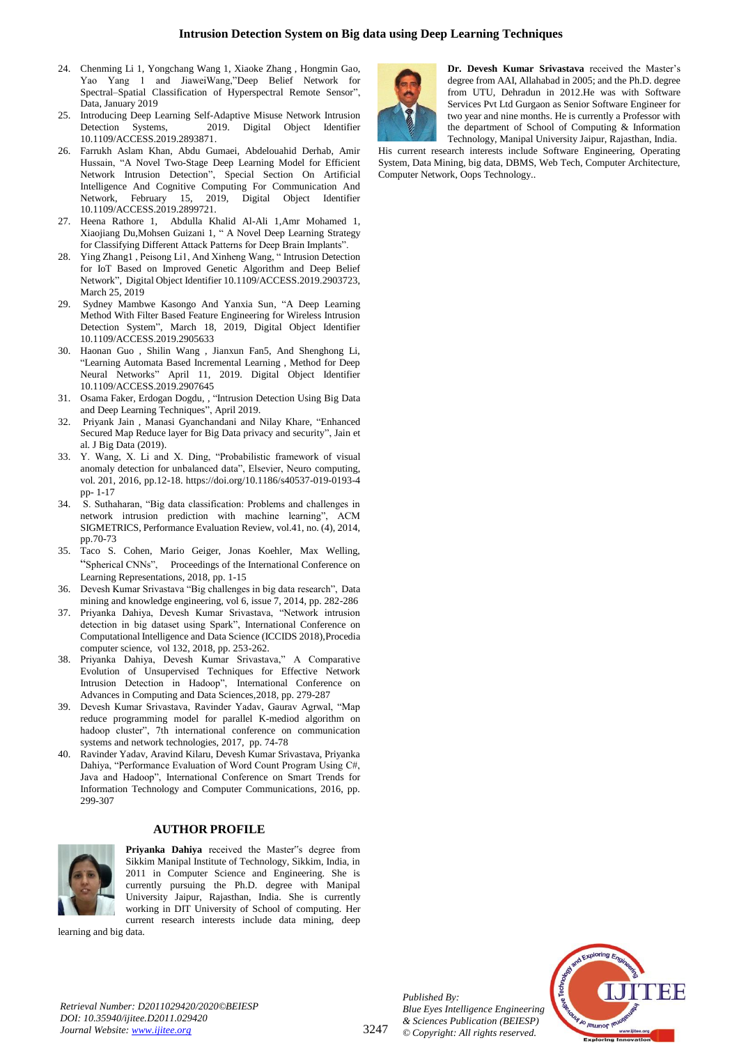24. Chenming Li 1, Yongchang Wang 1, Xiaoke Zhang , Hongmin Gao, Yao Yang 1 and JiaweiWang,"Deep Belief Network for Spectral–Spatial Classification of Hyperspectral Remote Sensor", Data, January 2019
25. Introducing Deep Learning Self-Adaptive Misuse Network Intrusion Detection Systems, 2019. Digital Object Identifier 10.1109/ACCESS.2019.2893871.
26. Farrukh Aslam Khan, Abdu Gumaei, Abdelouahid Derhab, Amir Hussain, "A Novel Two-Stage Deep Learning Model for Efficient Network Intrusion Detection", Special Section On Artificial Intelligence And Cognitive Computing For Communication And Network, February 15, 2019, Digital Object Identifier 10.1109/ACCESS.2019.2899721.
27. Heena Rathore 1, Abdulla Khalid Al-Ali 1,Amr Mohamed 1, Xiaojiang Du,Mohsen Guizani 1, " A Novel Deep Learning Strategy for Classifying Different Attack Patterns for Deep Brain Implants".
28. Ying Zhang1 , Peisong Li1, And Xinheng Wang, " Intrusion Detection for IoT Based on Improved Genetic Algorithm and Deep Belief Network", Digital Object Identifier 10.1109/ACCESS.2019.2903723, March 25, 2019
29. Sydney Mambwe Kasongo And Yanxia Sun, "A Deep Learning Method With Filter Based Feature Engineering for Wireless Intrusion Detection System", March 18, 2019, Digital Object Identifier 10.1109/ACCESS.2019.2905633
30. Haonan Guo , Shilin Wang , Jianxun Fan5, And Shenghong Li, "Learning Automata Based Incremental Learning , Method for Deep Neural Networks" April 11, 2019. Digital Object Identifier 10.1109/ACCESS.2019.2907645
31. Osama Faker, Erdogan Dogdu, , "Intrusion Detection Using Big Data and Deep Learning Techniques", April 2019.
32. Priyank Jain , Manasi Gyanchandani and Nilay Khare, "Enhanced Secured Map Reduce layer for Big Data privacy and security", Jain et al. J Big Data (2019).
33. Y. Wang, X. Li and X. Ding, "Probabilistic framework of visual anomaly detection for unbalanced data", Elsevier, Neuro computing, vol. 201, 2016, pp.12-18. https://doi.org/10.1186/s40537-019-0193-4 pp- 1-17
34. S. Suthaharan, "Big data classification: Problems and challenges in network intrusion prediction with machine learning", ACM SIGMETRICS, Performance Evaluation Review, vol.41, no. (4), 2014, pp.70-73
35. Taco S. Cohen, Mario Geiger, Jonas Koehler, Max Welling, "Spherical CNNs", Proceedings of the International Conference on Learning Representations, 2018, pp. 1-15
36. Devesh Kumar Srivastava "Big challenges in big data research", Data mining and knowledge engineering, vol 6, issue 7, 2014, pp. 282-286
37. Priyanka Dahiya, Devesh Kumar Srivastava, "Network intrusion detection in big dataset using Spark", International Conference on Computational Intelligence and Data Science (ICCIDS 2018),Procedia computer science, vol 132, 2018, pp. 253-262.
38. Priyanka Dahiya, Devesh Kumar Srivastava," A Comparative Evolution of Unsupervised Techniques for Effective Network Intrusion Detection in Hadoop", International Conference on Advances in Computing and Data Sciences,2018, pp. 279-287
39. Devesh Kumar Srivastava, Ravinder Yadav, Gaurav Agrwal, "Map reduce programming model for parallel K-mediod algorithm on hadoop cluster", 7th international conference on communication systems and network technologies, 2017, pp. 74-78
40. Ravinder Yadav, Aravind Kilaru, Devesh Kumar Srivastava, Priyanka Dahiya, "Performance Evaluation of Word Count Program Using C#, Java and Hadoop", International Conference on Smart Trends for Information Technology and Computer Communications, 2016, pp. 299-307

## AUTHOR PROFILE

**Priyanka Dahiya** received the Master"s degree from Sikkim Manipal Institute of Technology, Sikkim, India, in 2011 in Computer Science and Engineering. She is currently pursuing the Ph.D. degree with Manipal University Jaipur, Rajasthan, India. She is currently working in DIT University of School of computing. Her current research interests include data mining, deep learning and big data.

**Dr. Devesh Kumar Srivastava** received the Master's degree from AAI, Allahabad in 2005; and the Ph.D. degree from UTU, Dehradun in 2012.He was with Software Services Pvt Ltd Gurgaon as Senior Software Engineer for two year and nine months. He is currently a Professor with the department of School of Computing & Information Technology, Manipal University Jaipur, Rajasthan, India. His current research interests include Software Engineering, Operating System, Data Mining, big data, DBMS, Web Tech, Computer Architecture, Computer Network, Oops Technology..